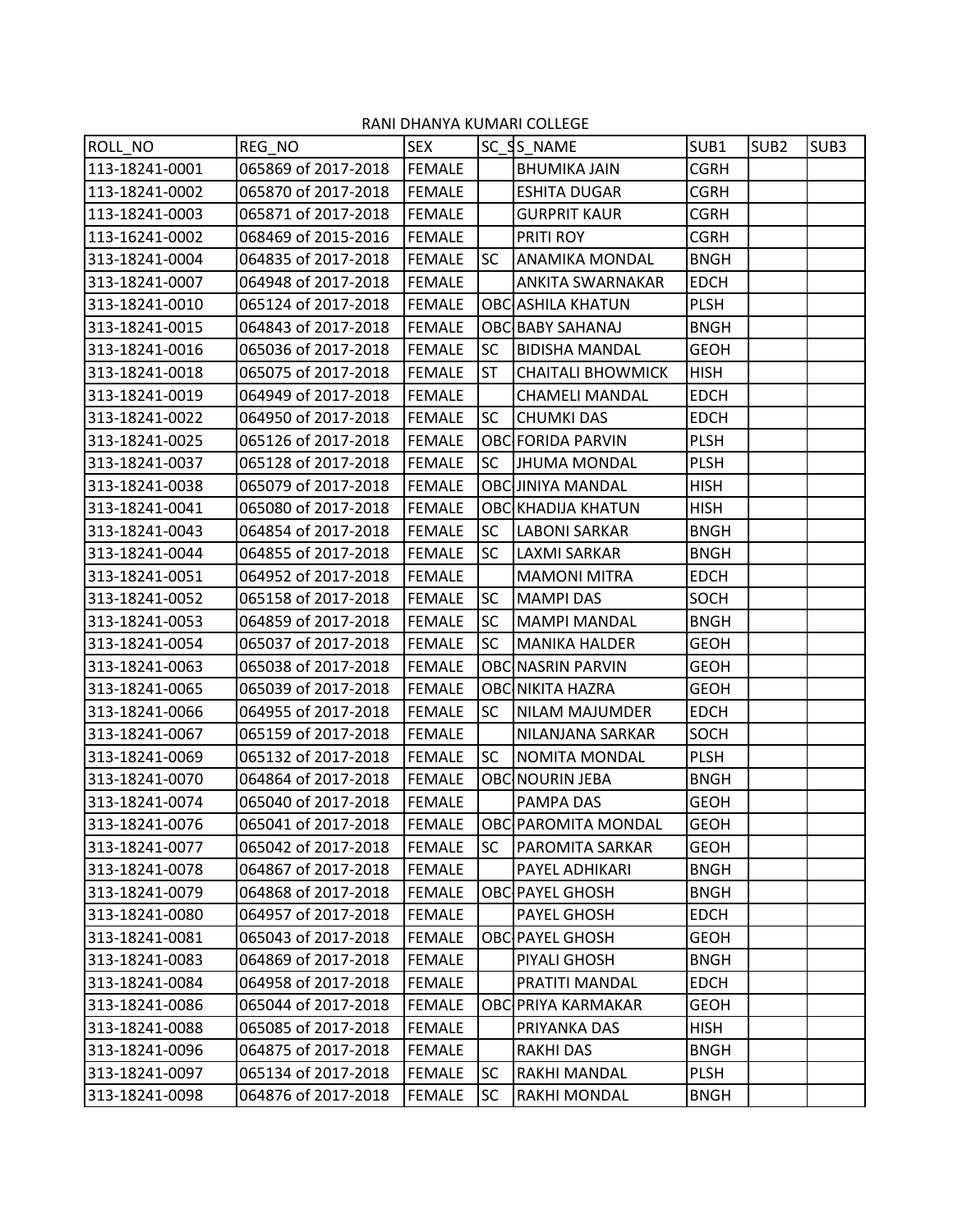RANI DHANYA KUMARI COLLEGE

| ROLL_NO | REG_NO | SEX | SC_ST | S_NAME | SUB1 | SUB2 | SUB3 |
|---|---|---|---|---|---|---|---|
| 113-18241-0001 | 065869 of 2017-2018 | FEMALE | | BHUMIKA JAIN | CGRH | | |
| 113-18241-0002 | 065870 of 2017-2018 | FEMALE | | ESHITA DUGAR | CGRH | | |
| 113-18241-0003 | 065871 of 2017-2018 | FEMALE | | GURPRIT KAUR | CGRH | | |
| 113-16241-0002 | 068469 of 2015-2016 | FEMALE | | PRITI ROY | CGRH | | |
| 313-18241-0004 | 064835 of 2017-2018 | FEMALE | SC | ANAMIKA MONDAL | BNGH | | |
| 313-18241-0007 | 064948 of 2017-2018 | FEMALE | | ANKITA SWARNAKAR | EDCH | | |
| 313-18241-0010 | 065124 of 2017-2018 | FEMALE | OBC | ASHILA KHATUN | PLSH | | |
| 313-18241-0015 | 064843 of 2017-2018 | FEMALE | OBC | BABY SAHANAJ | BNGH | | |
| 313-18241-0016 | 065036 of 2017-2018 | FEMALE | SC | BIDISHA MANDAL | GEOH | | |
| 313-18241-0018 | 065075 of 2017-2018 | FEMALE | ST | CHAITALI BHOWMICK | HISH | | |
| 313-18241-0019 | 064949 of 2017-2018 | FEMALE | | CHAMELI MANDAL | EDCH | | |
| 313-18241-0022 | 064950 of 2017-2018 | FEMALE | SC | CHUMKI DAS | EDCH | | |
| 313-18241-0025 | 065126 of 2017-2018 | FEMALE | OBC | FORIDA PARVIN | PLSH | | |
| 313-18241-0037 | 065128 of 2017-2018 | FEMALE | SC | JHUMA MONDAL | PLSH | | |
| 313-18241-0038 | 065079 of 2017-2018 | FEMALE | OBC | JINIYA MANDAL | HISH | | |
| 313-18241-0041 | 065080 of 2017-2018 | FEMALE | OBC | KHADIJA KHATUN | HISH | | |
| 313-18241-0043 | 064854 of 2017-2018 | FEMALE | SC | LABONI SARKAR | BNGH | | |
| 313-18241-0044 | 064855 of 2017-2018 | FEMALE | SC | LAXMI SARKAR | BNGH | | |
| 313-18241-0051 | 064952 of 2017-2018 | FEMALE | | MAMONI MITRA | EDCH | | |
| 313-18241-0052 | 065158 of 2017-2018 | FEMALE | SC | MAMPI DAS | SOCH | | |
| 313-18241-0053 | 064859 of 2017-2018 | FEMALE | SC | MAMPI MANDAL | BNGH | | |
| 313-18241-0054 | 065037 of 2017-2018 | FEMALE | SC | MANIKA HALDER | GEOH | | |
| 313-18241-0063 | 065038 of 2017-2018 | FEMALE | OBC | NASRIN PARVIN | GEOH | | |
| 313-18241-0065 | 065039 of 2017-2018 | FEMALE | OBC | NIKITA HAZRA | GEOH | | |
| 313-18241-0066 | 064955 of 2017-2018 | FEMALE | SC | NILAM MAJUMDER | EDCH | | |
| 313-18241-0067 | 065159 of 2017-2018 | FEMALE | | NILANJANA SARKAR | SOCH | | |
| 313-18241-0069 | 065132 of 2017-2018 | FEMALE | SC | NOMITA MONDAL | PLSH | | |
| 313-18241-0070 | 064864 of 2017-2018 | FEMALE | OBC | NOURIN JEBA | BNGH | | |
| 313-18241-0074 | 065040 of 2017-2018 | FEMALE | | PAMPA DAS | GEOH | | |
| 313-18241-0076 | 065041 of 2017-2018 | FEMALE | OBC | PAROMITA MONDAL | GEOH | | |
| 313-18241-0077 | 065042 of 2017-2018 | FEMALE | SC | PAROMITA SARKAR | GEOH | | |
| 313-18241-0078 | 064867 of 2017-2018 | FEMALE | | PAYEL ADHIKARI | BNGH | | |
| 313-18241-0079 | 064868 of 2017-2018 | FEMALE | OBC | PAYEL GHOSH | BNGH | | |
| 313-18241-0080 | 064957 of 2017-2018 | FEMALE | | PAYEL GHOSH | EDCH | | |
| 313-18241-0081 | 065043 of 2017-2018 | FEMALE | OBC | PAYEL GHOSH | GEOH | | |
| 313-18241-0083 | 064869 of 2017-2018 | FEMALE | | PIYALI GHOSH | BNGH | | |
| 313-18241-0084 | 064958 of 2017-2018 | FEMALE | | PRATITI MANDAL | EDCH | | |
| 313-18241-0086 | 065044 of 2017-2018 | FEMALE | OBC | PRIYA KARMAKAR | GEOH | | |
| 313-18241-0088 | 065085 of 2017-2018 | FEMALE | | PRIYANKA DAS | HISH | | |
| 313-18241-0096 | 064875 of 2017-2018 | FEMALE | | RAKHI DAS | BNGH | | |
| 313-18241-0097 | 065134 of 2017-2018 | FEMALE | SC | RAKHI MANDAL | PLSH | | |
| 313-18241-0098 | 064876 of 2017-2018 | FEMALE | SC | RAKHI MONDAL | BNGH | | |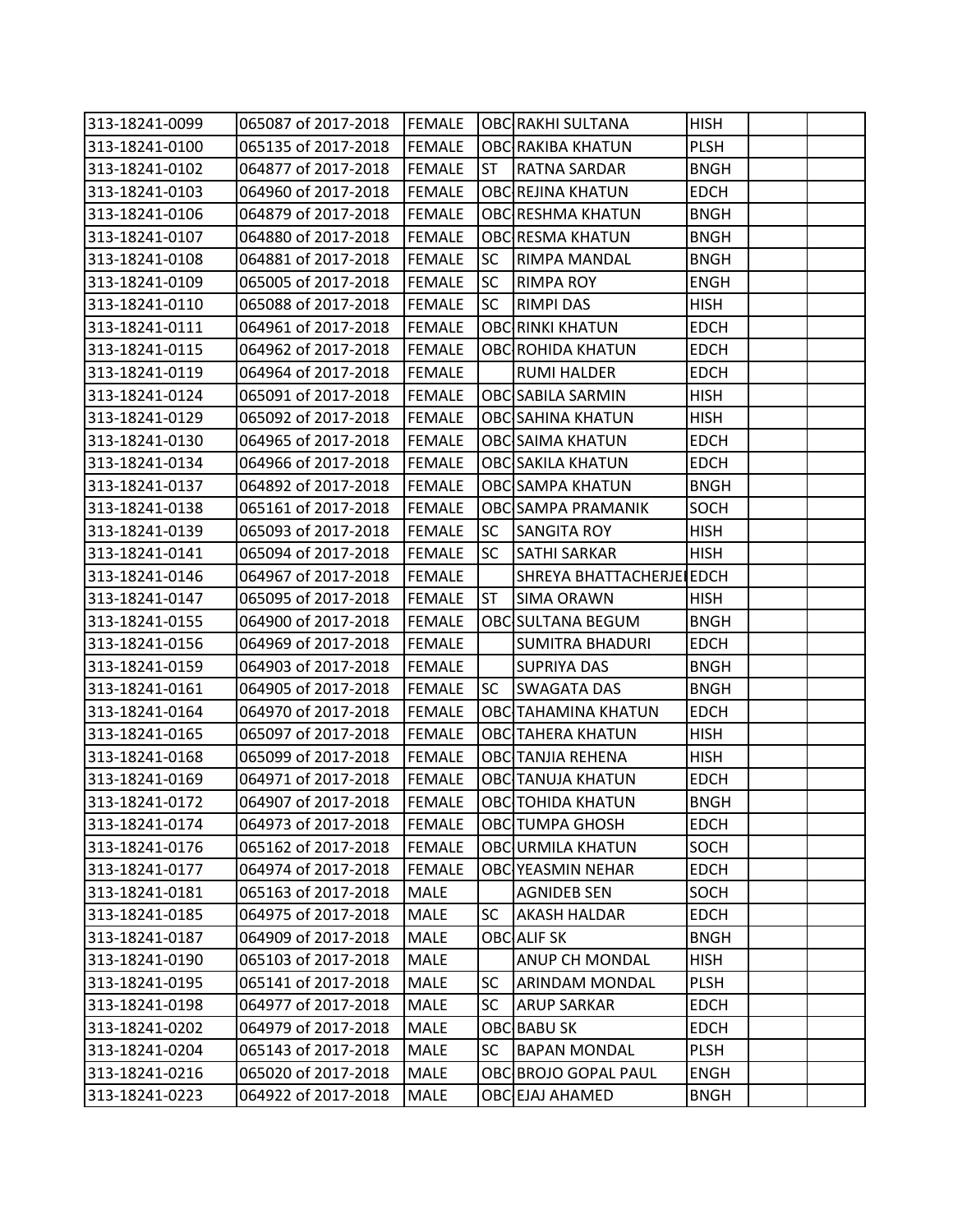| | | | | | | | |
|---|---|---|---|---|---|---|---|
| 313-18241-0099 | 065087 of 2017-2018 | FEMALE | OBC | RAKHI SULTANA | HISH | | |
| 313-18241-0100 | 065135 of 2017-2018 | FEMALE | OBC | RAKIBA KHATUN | PLSH | | |
| 313-18241-0102 | 064877 of 2017-2018 | FEMALE | ST | RATNA SARDAR | BNGH | | |
| 313-18241-0103 | 064960 of 2017-2018 | FEMALE | OBC | REJINA KHATUN | EDCH | | |
| 313-18241-0106 | 064879 of 2017-2018 | FEMALE | OBC | RESHMA KHATUN | BNGH | | |
| 313-18241-0107 | 064880 of 2017-2018 | FEMALE | OBC | RESMA KHATUN | BNGH | | |
| 313-18241-0108 | 064881 of 2017-2018 | FEMALE | SC | RIMPA MANDAL | BNGH | | |
| 313-18241-0109 | 065005 of 2017-2018 | FEMALE | SC | RIMPA ROY | ENGH | | |
| 313-18241-0110 | 065088 of 2017-2018 | FEMALE | SC | RIMPI DAS | HISH | | |
| 313-18241-0111 | 064961 of 2017-2018 | FEMALE | OBC | RINKI KHATUN | EDCH | | |
| 313-18241-0115 | 064962 of 2017-2018 | FEMALE | OBC | ROHIDA KHATUN | EDCH | | |
| 313-18241-0119 | 064964 of 2017-2018 | FEMALE | | RUMI HALDER | EDCH | | |
| 313-18241-0124 | 065091 of 2017-2018 | FEMALE | OBC | SABILA SARMIN | HISH | | |
| 313-18241-0129 | 065092 of 2017-2018 | FEMALE | OBC | SAHINA KHATUN | HISH | | |
| 313-18241-0130 | 064965 of 2017-2018 | FEMALE | OBC | SAIMA KHATUN | EDCH | | |
| 313-18241-0134 | 064966 of 2017-2018 | FEMALE | OBC | SAKILA KHATUN | EDCH | | |
| 313-18241-0137 | 064892 of 2017-2018 | FEMALE | OBC | SAMPA KHATUN | BNGH | | |
| 313-18241-0138 | 065161 of 2017-2018 | FEMALE | OBC | SAMPA PRAMANIK | SOCH | | |
| 313-18241-0139 | 065093 of 2017-2018 | FEMALE | SC | SANGITA ROY | HISH | | |
| 313-18241-0141 | 065094 of 2017-2018 | FEMALE | SC | SATHI SARKAR | HISH | | |
| 313-18241-0146 | 064967 of 2017-2018 | FEMALE | | SHREYA BHATTACHERJEI | EDCH | | |
| 313-18241-0147 | 065095 of 2017-2018 | FEMALE | ST | SIMA ORAWN | HISH | | |
| 313-18241-0155 | 064900 of 2017-2018 | FEMALE | OBC | SULTANA BEGUM | BNGH | | |
| 313-18241-0156 | 064969 of 2017-2018 | FEMALE | | SUMITRA BHADURI | EDCH | | |
| 313-18241-0159 | 064903 of 2017-2018 | FEMALE | | SUPRIYA DAS | BNGH | | |
| 313-18241-0161 | 064905 of 2017-2018 | FEMALE | SC | SWAGATA DAS | BNGH | | |
| 313-18241-0164 | 064970 of 2017-2018 | FEMALE | OBC | TAHAMINA KHATUN | EDCH | | |
| 313-18241-0165 | 065097 of 2017-2018 | FEMALE | OBC | TAHERA KHATUN | HISH | | |
| 313-18241-0168 | 065099 of 2017-2018 | FEMALE | OBC | TANJIA REHENA | HISH | | |
| 313-18241-0169 | 064971 of 2017-2018 | FEMALE | OBC | TANUJA KHATUN | EDCH | | |
| 313-18241-0172 | 064907 of 2017-2018 | FEMALE | OBC | TOHIDA KHATUN | BNGH | | |
| 313-18241-0174 | 064973 of 2017-2018 | FEMALE | OBC | TUMPA GHOSH | EDCH | | |
| 313-18241-0176 | 065162 of 2017-2018 | FEMALE | OBC | URMILA KHATUN | SOCH | | |
| 313-18241-0177 | 064974 of 2017-2018 | FEMALE | OBC | YEASMIN NEHAR | EDCH | | |
| 313-18241-0181 | 065163 of 2017-2018 | MALE | | AGNIDEB SEN | SOCH | | |
| 313-18241-0185 | 064975 of 2017-2018 | MALE | SC | AKASH HALDAR | EDCH | | |
| 313-18241-0187 | 064909 of 2017-2018 | MALE | OBC | ALIF SK | BNGH | | |
| 313-18241-0190 | 065103 of 2017-2018 | MALE | | ANUP CH MONDAL | HISH | | |
| 313-18241-0195 | 065141 of 2017-2018 | MALE | SC | ARINDAM MONDAL | PLSH | | |
| 313-18241-0198 | 064977 of 2017-2018 | MALE | SC | ARUP SARKAR | EDCH | | |
| 313-18241-0202 | 064979 of 2017-2018 | MALE | OBC | BABU SK | EDCH | | |
| 313-18241-0204 | 065143 of 2017-2018 | MALE | SC | BAPAN MONDAL | PLSH | | |
| 313-18241-0216 | 065020 of 2017-2018 | MALE | OBC | BROJO GOPAL PAUL | ENGH | | |
| 313-18241-0223 | 064922 of 2017-2018 | MALE | OBC | EJAJ AHAMED | BNGH | | |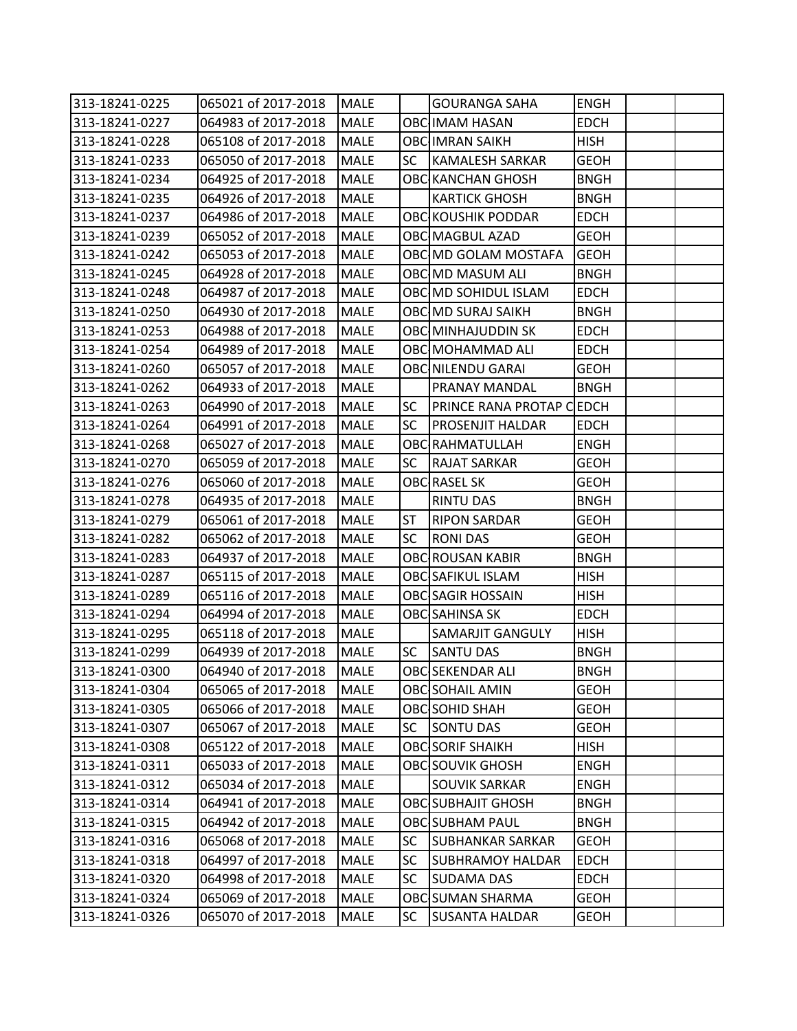| | | | | | | | |
|---|---|---|---|---|---|---|---|
| 313-18241-0225 | 065021 of 2017-2018 | MALE | | GOURANGA SAHA | ENGH | | |
| 313-18241-0227 | 064983 of 2017-2018 | MALE | OBC | IMAM HASAN | EDCH | | |
| 313-18241-0228 | 065108 of 2017-2018 | MALE | OBC | IMRAN SAIKH | HISH | | |
| 313-18241-0233 | 065050 of 2017-2018 | MALE | SC | KAMALESH SARKAR | GEOH | | |
| 313-18241-0234 | 064925 of 2017-2018 | MALE | OBC | KANCHAN GHOSH | BNGH | | |
| 313-18241-0235 | 064926 of 2017-2018 | MALE | | KARTICK GHOSH | BNGH | | |
| 313-18241-0237 | 064986 of 2017-2018 | MALE | OBC | KOUSHIK PODDAR | EDCH | | |
| 313-18241-0239 | 065052 of 2017-2018 | MALE | OBC | MAGBUL AZAD | GEOH | | |
| 313-18241-0242 | 065053 of 2017-2018 | MALE | OBC | MD GOLAM MOSTAFA | GEOH | | |
| 313-18241-0245 | 064928 of 2017-2018 | MALE | OBC | MD MASUM ALI | BNGH | | |
| 313-18241-0248 | 064987 of 2017-2018 | MALE | OBC | MD SOHIDUL ISLAM | EDCH | | |
| 313-18241-0250 | 064930 of 2017-2018 | MALE | OBC | MD SURAJ SAIKH | BNGH | | |
| 313-18241-0253 | 064988 of 2017-2018 | MALE | OBC | MINHAJUDDIN SK | EDCH | | |
| 313-18241-0254 | 064989 of 2017-2018 | MALE | OBC | MOHAMMAD ALI | EDCH | | |
| 313-18241-0260 | 065057 of 2017-2018 | MALE | OBC | NILENDU GARAI | GEOH | | |
| 313-18241-0262 | 064933 of 2017-2018 | MALE | | PRANAY MANDAL | BNGH | | |
| 313-18241-0263 | 064990 of 2017-2018 | MALE | SC | PRINCE RANA PROTAP C | EDCH | | |
| 313-18241-0264 | 064991 of 2017-2018 | MALE | SC | PROSENJIT HALDAR | EDCH | | |
| 313-18241-0268 | 065027 of 2017-2018 | MALE | OBC | RAHMATULLAH | ENGH | | |
| 313-18241-0270 | 065059 of 2017-2018 | MALE | SC | RAJAT SARKAR | GEOH | | |
| 313-18241-0276 | 065060 of 2017-2018 | MALE | OBC | RASEL SK | GEOH | | |
| 313-18241-0278 | 064935 of 2017-2018 | MALE | | RINTU DAS | BNGH | | |
| 313-18241-0279 | 065061 of 2017-2018 | MALE | ST | RIPON SARDAR | GEOH | | |
| 313-18241-0282 | 065062 of 2017-2018 | MALE | SC | RONI DAS | GEOH | | |
| 313-18241-0283 | 064937 of 2017-2018 | MALE | OBC | ROUSAN KABIR | BNGH | | |
| 313-18241-0287 | 065115 of 2017-2018 | MALE | OBC | SAFIKUL ISLAM | HISH | | |
| 313-18241-0289 | 065116 of 2017-2018 | MALE | OBC | SAGIR HOSSAIN | HISH | | |
| 313-18241-0294 | 064994 of 2017-2018 | MALE | OBC | SAHINSA SK | EDCH | | |
| 313-18241-0295 | 065118 of 2017-2018 | MALE | | SAMARJIT GANGULY | HISH | | |
| 313-18241-0299 | 064939 of 2017-2018 | MALE | SC | SANTU DAS | BNGH | | |
| 313-18241-0300 | 064940 of 2017-2018 | MALE | OBC | SEKENDAR ALI | BNGH | | |
| 313-18241-0304 | 065065 of 2017-2018 | MALE | OBC | SOHAIL AMIN | GEOH | | |
| 313-18241-0305 | 065066 of 2017-2018 | MALE | OBC | SOHID SHAH | GEOH | | |
| 313-18241-0307 | 065067 of 2017-2018 | MALE | SC | SONTU DAS | GEOH | | |
| 313-18241-0308 | 065122 of 2017-2018 | MALE | OBC | SORIF SHAIKH | HISH | | |
| 313-18241-0311 | 065033 of 2017-2018 | MALE | OBC | SOUVIK GHOSH | ENGH | | |
| 313-18241-0312 | 065034 of 2017-2018 | MALE | | SOUVIK SARKAR | ENGH | | |
| 313-18241-0314 | 064941 of 2017-2018 | MALE | OBC | SUBHAJIT GHOSH | BNGH | | |
| 313-18241-0315 | 064942 of 2017-2018 | MALE | OBC | SUBHAM PAUL | BNGH | | |
| 313-18241-0316 | 065068 of 2017-2018 | MALE | SC | SUBHANKAR SARKAR | GEOH | | |
| 313-18241-0318 | 064997 of 2017-2018 | MALE | SC | SUBHRAMOY HALDAR | EDCH | | |
| 313-18241-0320 | 064998 of 2017-2018 | MALE | SC | SUDAMA DAS | EDCH | | |
| 313-18241-0324 | 065069 of 2017-2018 | MALE | OBC | SUMAN SHARMA | GEOH | | |
| 313-18241-0326 | 065070 of 2017-2018 | MALE | SC | SUSANTA HALDAR | GEOH | | |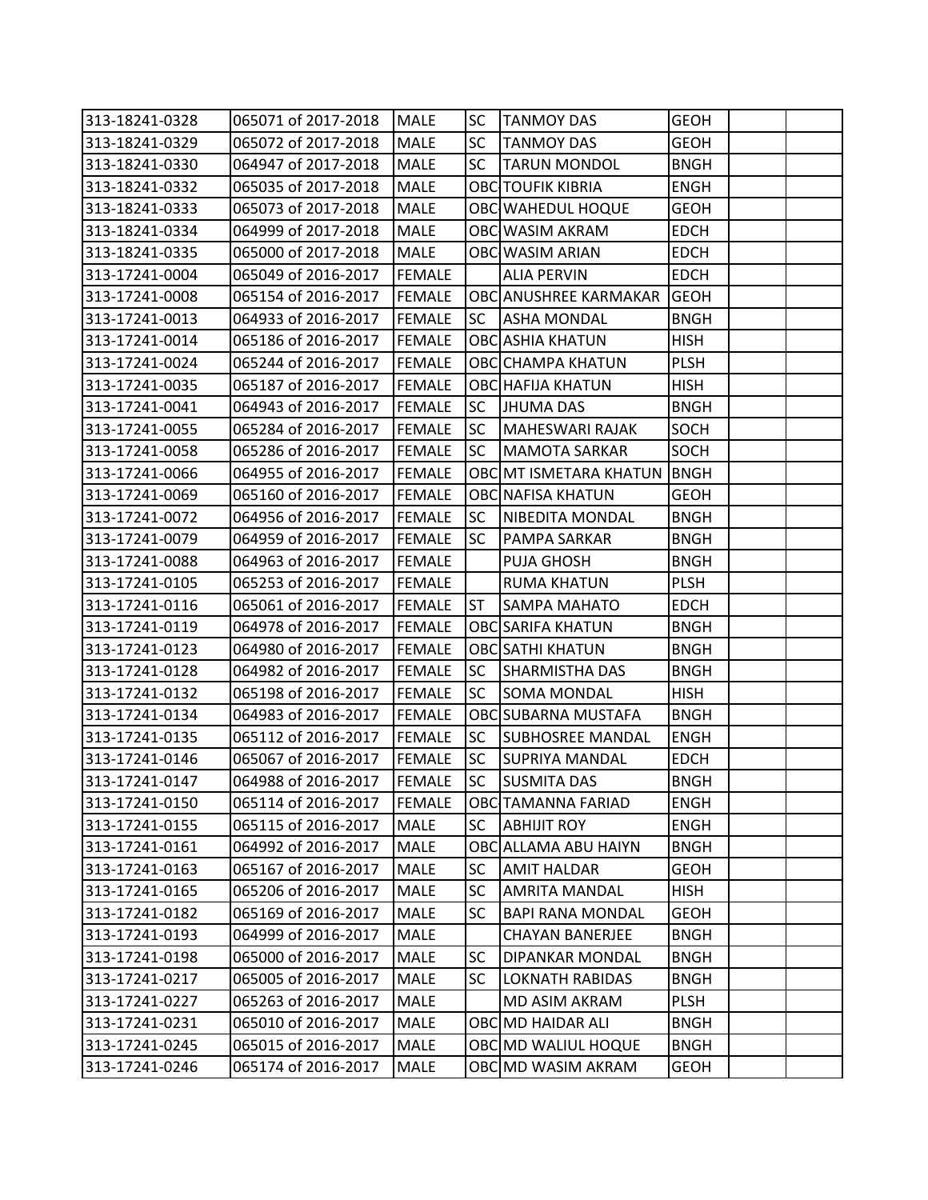| | | | | | | | |
|---|---|---|---|---|---|---|---|
| 313-18241-0328 | 065071 of 2017-2018 | MALE | SC | TANMOY DAS | GEOH | | |
| 313-18241-0329 | 065072 of 2017-2018 | MALE | SC | TANMOY DAS | GEOH | | |
| 313-18241-0330 | 064947 of 2017-2018 | MALE | SC | TARUN MONDOL | BNGH | | |
| 313-18241-0332 | 065035 of 2017-2018 | MALE | OBC | TOUFIK KIBRIA | ENGH | | |
| 313-18241-0333 | 065073 of 2017-2018 | MALE | OBC | WAHEDUL HOQUE | GEOH | | |
| 313-18241-0334 | 064999 of 2017-2018 | MALE | OBC | WASIM AKRAM | EDCH | | |
| 313-18241-0335 | 065000 of 2017-2018 | MALE | OBC | WASIM ARIAN | EDCH | | |
| 313-17241-0004 | 065049 of 2016-2017 | FEMALE | | ALIA PERVIN | EDCH | | |
| 313-17241-0008 | 065154 of 2016-2017 | FEMALE | OBC | ANUSHREE KARMAKAR | GEOH | | |
| 313-17241-0013 | 064933 of 2016-2017 | FEMALE | SC | ASHA MONDAL | BNGH | | |
| 313-17241-0014 | 065186 of 2016-2017 | FEMALE | OBC | ASHIA KHATUN | HISH | | |
| 313-17241-0024 | 065244 of 2016-2017 | FEMALE | OBC | CHAMPA KHATUN | PLSH | | |
| 313-17241-0035 | 065187 of 2016-2017 | FEMALE | OBC | HAFIJA KHATUN | HISH | | |
| 313-17241-0041 | 064943 of 2016-2017 | FEMALE | SC | JHUMA DAS | BNGH | | |
| 313-17241-0055 | 065284 of 2016-2017 | FEMALE | SC | MAHESWARI RAJAK | SOCH | | |
| 313-17241-0058 | 065286 of 2016-2017 | FEMALE | SC | MAMOTA SARKAR | SOCH | | |
| 313-17241-0066 | 064955 of 2016-2017 | FEMALE | OBC | MT ISMETARA KHATUN | BNGH | | |
| 313-17241-0069 | 065160 of 2016-2017 | FEMALE | OBC | NAFISA KHATUN | GEOH | | |
| 313-17241-0072 | 064956 of 2016-2017 | FEMALE | SC | NIBEDITA MONDAL | BNGH | | |
| 313-17241-0079 | 064959 of 2016-2017 | FEMALE | SC | PAMPA SARKAR | BNGH | | |
| 313-17241-0088 | 064963 of 2016-2017 | FEMALE | | PUJA GHOSH | BNGH | | |
| 313-17241-0105 | 065253 of 2016-2017 | FEMALE | | RUMA KHATUN | PLSH | | |
| 313-17241-0116 | 065061 of 2016-2017 | FEMALE | ST | SAMPA MAHATO | EDCH | | |
| 313-17241-0119 | 064978 of 2016-2017 | FEMALE | OBC | SARIFA KHATUN | BNGH | | |
| 313-17241-0123 | 064980 of 2016-2017 | FEMALE | OBC | SATHI KHATUN | BNGH | | |
| 313-17241-0128 | 064982 of 2016-2017 | FEMALE | SC | SHARMISTHA DAS | BNGH | | |
| 313-17241-0132 | 065198 of 2016-2017 | FEMALE | SC | SOMA MONDAL | HISH | | |
| 313-17241-0134 | 064983 of 2016-2017 | FEMALE | OBC | SUBARNA MUSTAFA | BNGH | | |
| 313-17241-0135 | 065112 of 2016-2017 | FEMALE | SC | SUBHOSREE MANDAL | ENGH | | |
| 313-17241-0146 | 065067 of 2016-2017 | FEMALE | SC | SUPRIYA MANDAL | EDCH | | |
| 313-17241-0147 | 064988 of 2016-2017 | FEMALE | SC | SUSMITA DAS | BNGH | | |
| 313-17241-0150 | 065114 of 2016-2017 | FEMALE | OBC | TAMANNA FARIAD | ENGH | | |
| 313-17241-0155 | 065115 of 2016-2017 | MALE | SC | ABHIJIT ROY | ENGH | | |
| 313-17241-0161 | 064992 of 2016-2017 | MALE | OBC | ALLAMA ABU HAIYN | BNGH | | |
| 313-17241-0163 | 065167 of 2016-2017 | MALE | SC | AMIT HALDAR | GEOH | | |
| 313-17241-0165 | 065206 of 2016-2017 | MALE | SC | AMRITA MANDAL | HISH | | |
| 313-17241-0182 | 065169 of 2016-2017 | MALE | SC | BAPI RANA MONDAL | GEOH | | |
| 313-17241-0193 | 064999 of 2016-2017 | MALE | | CHAYAN BANERJEE | BNGH | | |
| 313-17241-0198 | 065000 of 2016-2017 | MALE | SC | DIPANKAR MONDAL | BNGH | | |
| 313-17241-0217 | 065005 of 2016-2017 | MALE | SC | LOKNATH RABIDAS | BNGH | | |
| 313-17241-0227 | 065263 of 2016-2017 | MALE | | MD ASIM AKRAM | PLSH | | |
| 313-17241-0231 | 065010 of 2016-2017 | MALE | OBC | MD HAIDAR ALI | BNGH | | |
| 313-17241-0245 | 065015 of 2016-2017 | MALE | OBC | MD WALIUL HOQUE | BNGH | | |
| 313-17241-0246 | 065174 of 2016-2017 | MALE | OBC | MD WASIM AKRAM | GEOH | | |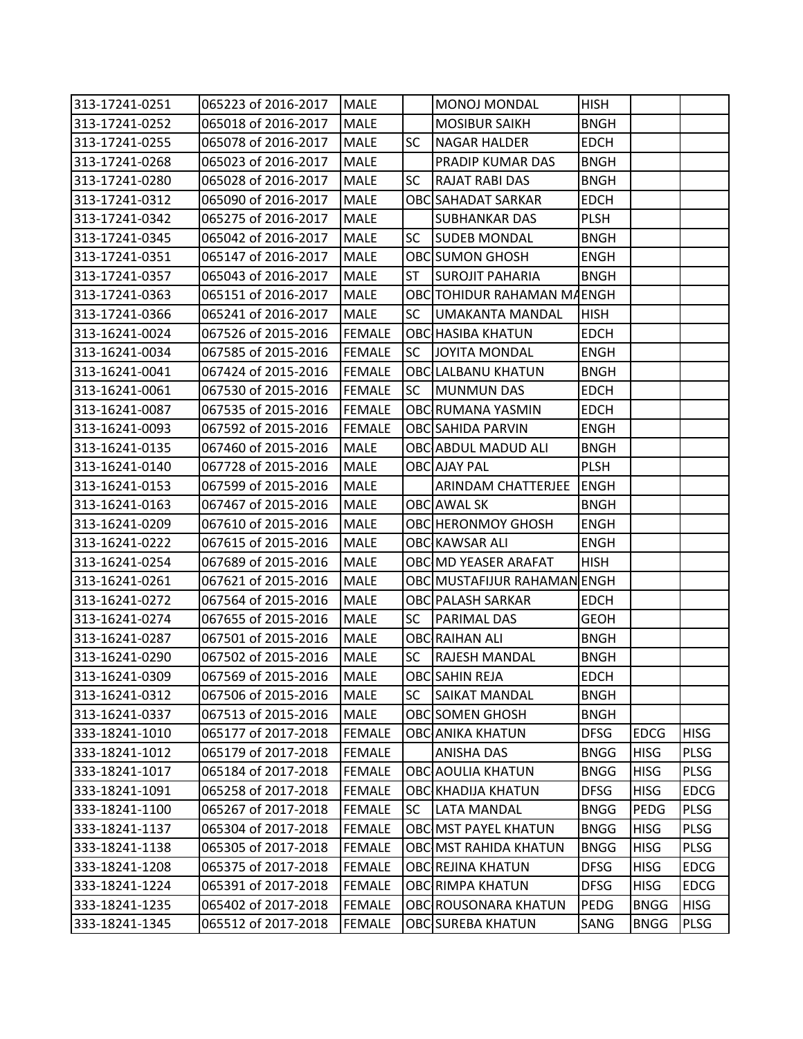| | | | | | | | |
|---|---|---|---|---|---|---|---|
| 313-17241-0251 | 065223 of 2016-2017 | MALE | | MONOJ MONDAL | HISH | | |
| 313-17241-0252 | 065018 of 2016-2017 | MALE | | MOSIBUR SAIKH | BNGH | | |
| 313-17241-0255 | 065078 of 2016-2017 | MALE | SC | NAGAR HALDER | EDCH | | |
| 313-17241-0268 | 065023 of 2016-2017 | MALE | | PRADIP KUMAR DAS | BNGH | | |
| 313-17241-0280 | 065028 of 2016-2017 | MALE | SC | RAJAT RABI DAS | BNGH | | |
| 313-17241-0312 | 065090 of 2016-2017 | MALE | OBC | SAHADAT SARKAR | EDCH | | |
| 313-17241-0342 | 065275 of 2016-2017 | MALE | | SUBHANKAR DAS | PLSH | | |
| 313-17241-0345 | 065042 of 2016-2017 | MALE | SC | SUDEB MONDAL | BNGH | | |
| 313-17241-0351 | 065147 of 2016-2017 | MALE | OBC | SUMON GHOSH | ENGH | | |
| 313-17241-0357 | 065043 of 2016-2017 | MALE | ST | SUROJIT PAHARIA | BNGH | | |
| 313-17241-0363 | 065151 of 2016-2017 | MALE | OBC | TOHIDUR RAHAMAN MA | ENGH | | |
| 313-17241-0366 | 065241 of 2016-2017 | MALE | SC | UMAKANTA MANDAL | HISH | | |
| 313-16241-0024 | 067526 of 2015-2016 | FEMALE | OBC | HASIBA KHATUN | EDCH | | |
| 313-16241-0034 | 067585 of 2015-2016 | FEMALE | SC | JOYITA MONDAL | ENGH | | |
| 313-16241-0041 | 067424 of 2015-2016 | FEMALE | OBC | LALBANU KHATUN | BNGH | | |
| 313-16241-0061 | 067530 of 2015-2016 | FEMALE | SC | MUNMUN DAS | EDCH | | |
| 313-16241-0087 | 067535 of 2015-2016 | FEMALE | OBC | RUMANA YASMIN | EDCH | | |
| 313-16241-0093 | 067592 of 2015-2016 | FEMALE | OBC | SAHIDA PARVIN | ENGH | | |
| 313-16241-0135 | 067460 of 2015-2016 | MALE | OBC | ABDUL MADUD ALI | BNGH | | |
| 313-16241-0140 | 067728 of 2015-2016 | MALE | OBC | AJAY PAL | PLSH | | |
| 313-16241-0153 | 067599 of 2015-2016 | MALE | | ARINDAM CHATTERJEE | ENGH | | |
| 313-16241-0163 | 067467 of 2015-2016 | MALE | OBC | AWAL SK | BNGH | | |
| 313-16241-0209 | 067610 of 2015-2016 | MALE | OBC | HERONMOY GHOSH | ENGH | | |
| 313-16241-0222 | 067615 of 2015-2016 | MALE | OBC | KAWSAR ALI | ENGH | | |
| 313-16241-0254 | 067689 of 2015-2016 | MALE | OBC | MD YEASER ARAFAT | HISH | | |
| 313-16241-0261 | 067621 of 2015-2016 | MALE | OBC | MUSTAFIJUR RAHAMAN | ENGH | | |
| 313-16241-0272 | 067564 of 2015-2016 | MALE | OBC | PALASH SARKAR | EDCH | | |
| 313-16241-0274 | 067655 of 2015-2016 | MALE | SC | PARIMAL DAS | GEOH | | |
| 313-16241-0287 | 067501 of 2015-2016 | MALE | OBC | RAIHAN ALI | BNGH | | |
| 313-16241-0290 | 067502 of 2015-2016 | MALE | SC | RAJESH MANDAL | BNGH | | |
| 313-16241-0309 | 067569 of 2015-2016 | MALE | OBC | SAHIN REJA | EDCH | | |
| 313-16241-0312 | 067506 of 2015-2016 | MALE | SC | SAIKAT MANDAL | BNGH | | |
| 313-16241-0337 | 067513 of 2015-2016 | MALE | OBC | SOMEN GHOSH | BNGH | | |
| 333-18241-1010 | 065177 of 2017-2018 | FEMALE | OBC | ANIKA KHATUN | DFSG | EDCG | HISG |
| 333-18241-1012 | 065179 of 2017-2018 | FEMALE | | ANISHA DAS | BNGG | HISG | PLSG |
| 333-18241-1017 | 065184 of 2017-2018 | FEMALE | OBC | AOULIA KHATUN | BNGG | HISG | PLSG |
| 333-18241-1091 | 065258 of 2017-2018 | FEMALE | OBC | KHADIJA KHATUN | DFSG | HISG | EDCG |
| 333-18241-1100 | 065267 of 2017-2018 | FEMALE | SC | LATA MANDAL | BNGG | PEDG | PLSG |
| 333-18241-1137 | 065304 of 2017-2018 | FEMALE | OBC | MST PAYEL KHATUN | BNGG | HISG | PLSG |
| 333-18241-1138 | 065305 of 2017-2018 | FEMALE | OBC | MST RAHIDA KHATUN | BNGG | HISG | PLSG |
| 333-18241-1208 | 065375 of 2017-2018 | FEMALE | OBC | REJINA KHATUN | DFSG | HISG | EDCG |
| 333-18241-1224 | 065391 of 2017-2018 | FEMALE | OBC | RIMPA KHATUN | DFSG | HISG | EDCG |
| 333-18241-1235 | 065402 of 2017-2018 | FEMALE | OBC | ROUSONARA KHATUN | PEDG | BNGG | HISG |
| 333-18241-1345 | 065512 of 2017-2018 | FEMALE | OBC | SUREBA KHATUN | SANG | BNGG | PLSG |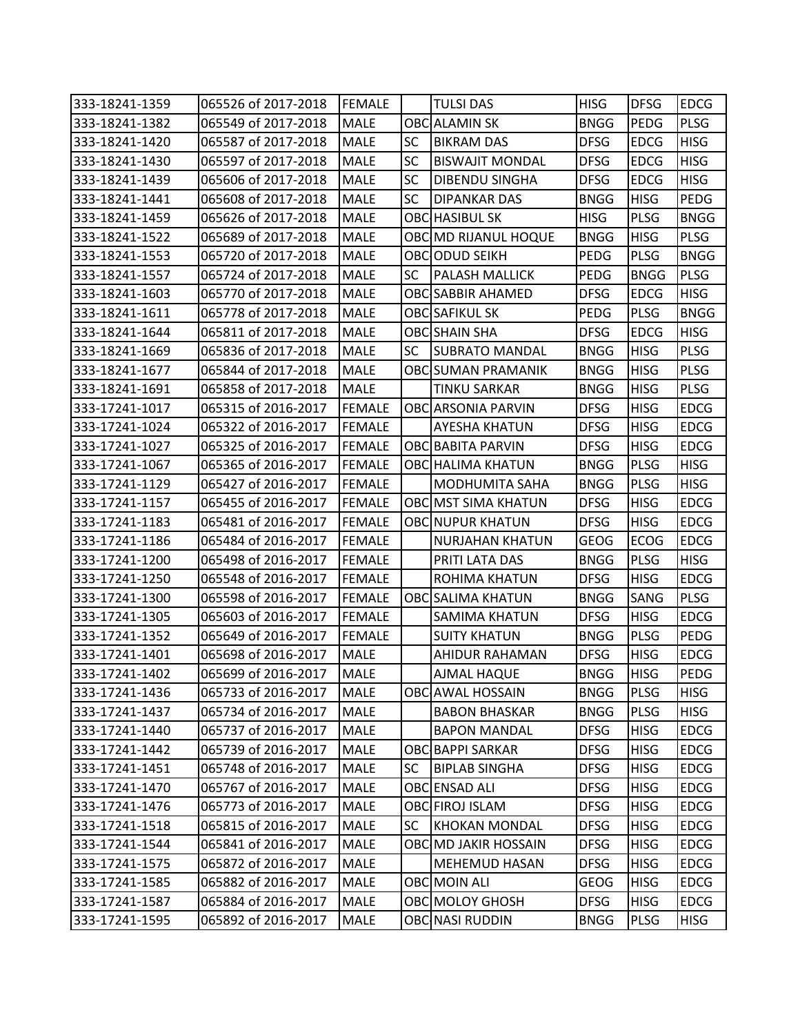| | | | | | | | |
|---|---|---|---|---|---|---|---|
| 333-18241-1359 | 065526 of 2017-2018 | FEMALE | | TULSI DAS | HISG | DFSG | EDCG |
| 333-18241-1382 | 065549 of 2017-2018 | MALE | OBC | ALAMIN SK | BNGG | PEDG | PLSG |
| 333-18241-1420 | 065587 of 2017-2018 | MALE | SC | BIKRAM DAS | DFSG | EDCG | HISG |
| 333-18241-1430 | 065597 of 2017-2018 | MALE | SC | BISWAJIT MONDAL | DFSG | EDCG | HISG |
| 333-18241-1439 | 065606 of 2017-2018 | MALE | SC | DIBENDU SINGHA | DFSG | EDCG | HISG |
| 333-18241-1441 | 065608 of 2017-2018 | MALE | SC | DIPANKAR DAS | BNGG | HISG | PEDG |
| 333-18241-1459 | 065626 of 2017-2018 | MALE | OBC | HASIBUL SK | HISG | PLSG | BNGG |
| 333-18241-1522 | 065689 of 2017-2018 | MALE | OBC | MD RIJANUL HOQUE | BNGG | HISG | PLSG |
| 333-18241-1553 | 065720 of 2017-2018 | MALE | OBC | ODUD SEIKH | PEDG | PLSG | BNGG |
| 333-18241-1557 | 065724 of 2017-2018 | MALE | SC | PALASH MALLICK | PEDG | BNGG | PLSG |
| 333-18241-1603 | 065770 of 2017-2018 | MALE | OBC | SABBIR AHAMED | DFSG | EDCG | HISG |
| 333-18241-1611 | 065778 of 2017-2018 | MALE | OBC | SAFIKUL SK | PEDG | PLSG | BNGG |
| 333-18241-1644 | 065811 of 2017-2018 | MALE | OBC | SHAIN SHA | DFSG | EDCG | HISG |
| 333-18241-1669 | 065836 of 2017-2018 | MALE | SC | SUBRATO MANDAL | BNGG | HISG | PLSG |
| 333-18241-1677 | 065844 of 2017-2018 | MALE | OBC | SUMAN PRAMANIK | BNGG | HISG | PLSG |
| 333-18241-1691 | 065858 of 2017-2018 | MALE | | TINKU SARKAR | BNGG | HISG | PLSG |
| 333-17241-1017 | 065315 of 2016-2017 | FEMALE | OBC | ARSONIA PARVIN | DFSG | HISG | EDCG |
| 333-17241-1024 | 065322 of 2016-2017 | FEMALE | | AYESHA KHATUN | DFSG | HISG | EDCG |
| 333-17241-1027 | 065325 of 2016-2017 | FEMALE | OBC | BABITA PARVIN | DFSG | HISG | EDCG |
| 333-17241-1067 | 065365 of 2016-2017 | FEMALE | OBC | HALIMA KHATUN | BNGG | PLSG | HISG |
| 333-17241-1129 | 065427 of 2016-2017 | FEMALE | | MODHUMITA SAHA | BNGG | PLSG | HISG |
| 333-17241-1157 | 065455 of 2016-2017 | FEMALE | OBC | MST SIMA KHATUN | DFSG | HISG | EDCG |
| 333-17241-1183 | 065481 of 2016-2017 | FEMALE | OBC | NUPUR KHATUN | DFSG | HISG | EDCG |
| 333-17241-1186 | 065484 of 2016-2017 | FEMALE | | NURJAHAN KHATUN | GEOG | ECOG | EDCG |
| 333-17241-1200 | 065498 of 2016-2017 | FEMALE | | PRITI LATA DAS | BNGG | PLSG | HISG |
| 333-17241-1250 | 065548 of 2016-2017 | FEMALE | | ROHIMA KHATUN | DFSG | HISG | EDCG |
| 333-17241-1300 | 065598 of 2016-2017 | FEMALE | OBC | SALIMA KHATUN | BNGG | SANG | PLSG |
| 333-17241-1305 | 065603 of 2016-2017 | FEMALE | | SAMIMA KHATUN | DFSG | HISG | EDCG |
| 333-17241-1352 | 065649 of 2016-2017 | FEMALE | | SUITY KHATUN | BNGG | PLSG | PEDG |
| 333-17241-1401 | 065698 of 2016-2017 | MALE | | AHIDUR RAHAMAN | DFSG | HISG | EDCG |
| 333-17241-1402 | 065699 of 2016-2017 | MALE | | AJMAL HAQUE | BNGG | HISG | PEDG |
| 333-17241-1436 | 065733 of 2016-2017 | MALE | OBC | AWAL HOSSAIN | BNGG | PLSG | HISG |
| 333-17241-1437 | 065734 of 2016-2017 | MALE | | BABON BHASKAR | BNGG | PLSG | HISG |
| 333-17241-1440 | 065737 of 2016-2017 | MALE | | BAPON MANDAL | DFSG | HISG | EDCG |
| 333-17241-1442 | 065739 of 2016-2017 | MALE | OBC | BAPPI SARKAR | DFSG | HISG | EDCG |
| 333-17241-1451 | 065748 of 2016-2017 | MALE | SC | BIPLAB SINGHA | DFSG | HISG | EDCG |
| 333-17241-1470 | 065767 of 2016-2017 | MALE | OBC | ENSAD ALI | DFSG | HISG | EDCG |
| 333-17241-1476 | 065773 of 2016-2017 | MALE | OBC | FIROJ ISLAM | DFSG | HISG | EDCG |
| 333-17241-1518 | 065815 of 2016-2017 | MALE | SC | KHOKAN MONDAL | DFSG | HISG | EDCG |
| 333-17241-1544 | 065841 of 2016-2017 | MALE | OBC | MD JAKIR HOSSAIN | DFSG | HISG | EDCG |
| 333-17241-1575 | 065872 of 2016-2017 | MALE | | MEHEMUD HASAN | DFSG | HISG | EDCG |
| 333-17241-1585 | 065882 of 2016-2017 | MALE | OBC | MOIN ALI | GEOG | HISG | EDCG |
| 333-17241-1587 | 065884 of 2016-2017 | MALE | OBC | MOLOY GHOSH | DFSG | HISG | EDCG |
| 333-17241-1595 | 065892 of 2016-2017 | MALE | OBC | NASI RUDDIN | BNGG | PLSG | HISG |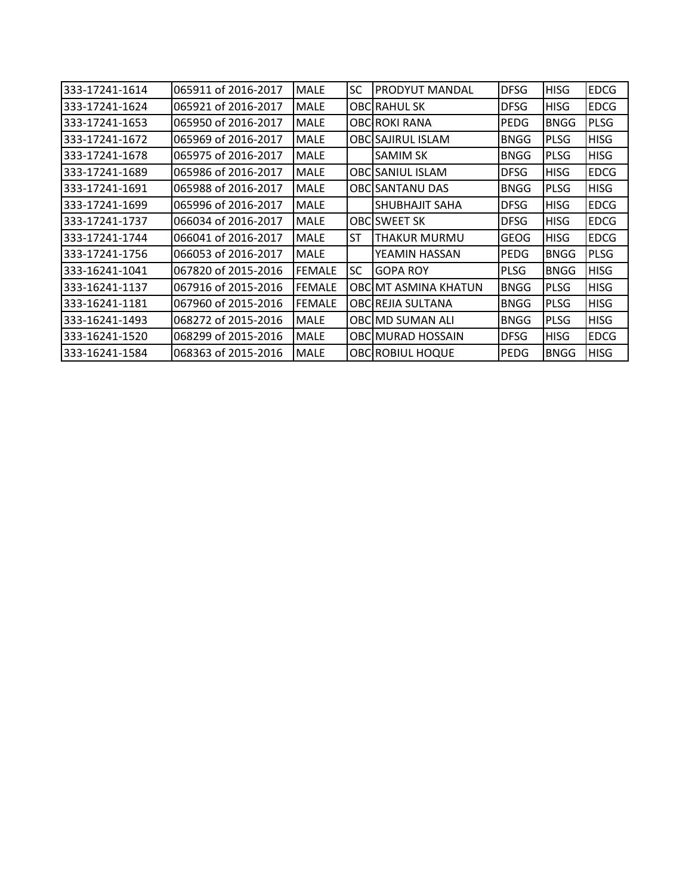| | | | | | | | |
|---|---|---|---|---|---|---|---|
| 333-17241-1614 | 065911 of 2016-2017 | MALE | SC | PRODYUT MANDAL | DFSG | HISG | EDCG |
| 333-17241-1624 | 065921 of 2016-2017 | MALE | OBC | RAHUL SK | DFSG | HISG | EDCG |
| 333-17241-1653 | 065950 of 2016-2017 | MALE | OBC | ROKI RANA | PEDG | BNGG | PLSG |
| 333-17241-1672 | 065969 of 2016-2017 | MALE | OBC | SAJIRUL ISLAM | BNGG | PLSG | HISG |
| 333-17241-1678 | 065975 of 2016-2017 | MALE | | SAMIM SK | BNGG | PLSG | HISG |
| 333-17241-1689 | 065986 of 2016-2017 | MALE | OBC | SANIUL ISLAM | DFSG | HISG | EDCG |
| 333-17241-1691 | 065988 of 2016-2017 | MALE | OBC | SANTANU DAS | BNGG | PLSG | HISG |
| 333-17241-1699 | 065996 of 2016-2017 | MALE | | SHUBHAJIT SAHA | DFSG | HISG | EDCG |
| 333-17241-1737 | 066034 of 2016-2017 | MALE | OBC | SWEET SK | DFSG | HISG | EDCG |
| 333-17241-1744 | 066041 of 2016-2017 | MALE | ST | THAKUR MURMU | GEOG | HISG | EDCG |
| 333-17241-1756 | 066053 of 2016-2017 | MALE | | YEAMIN HASSAN | PEDG | BNGG | PLSG |
| 333-16241-1041 | 067820 of 2015-2016 | FEMALE | SC | GOPA ROY | PLSG | BNGG | HISG |
| 333-16241-1137 | 067916 of 2015-2016 | FEMALE | OBC | MT ASMINA KHATUN | BNGG | PLSG | HISG |
| 333-16241-1181 | 067960 of 2015-2016 | FEMALE | OBC | REJIA SULTANA | BNGG | PLSG | HISG |
| 333-16241-1493 | 068272 of 2015-2016 | MALE | OBC | MD SUMAN ALI | BNGG | PLSG | HISG |
| 333-16241-1520 | 068299 of 2015-2016 | MALE | OBC | MURAD HOSSAIN | DFSG | HISG | EDCG |
| 333-16241-1584 | 068363 of 2015-2016 | MALE | OBC | ROBIUL HOQUE | PEDG | BNGG | HISG |